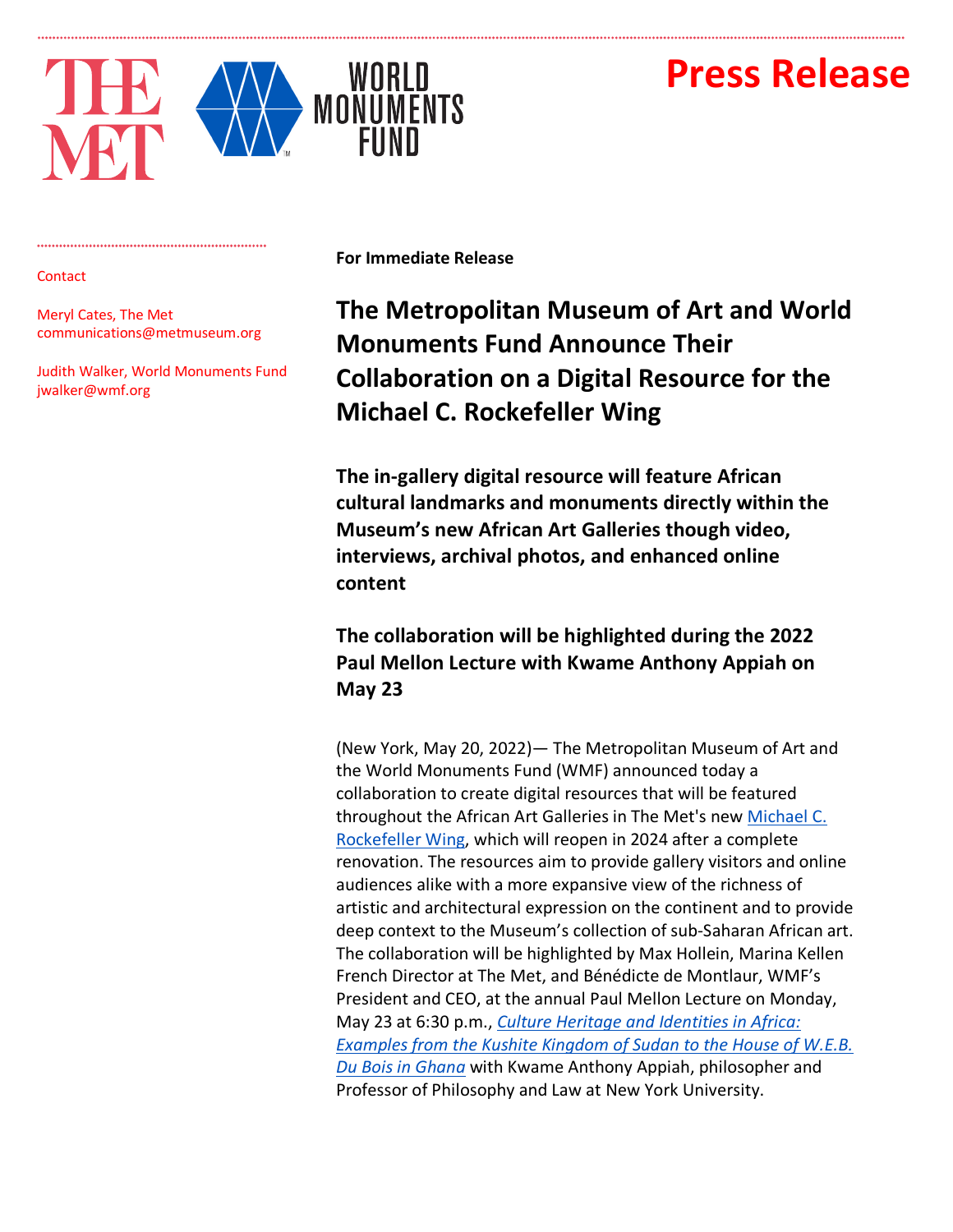# Press Release

Contact

Meryl Cates, The Met
communications@metmuseum.org

Judith Walker, World Monuments Fund
jwalker@wmf.org

**For Immediate Release**

## The Metropolitan Museum of Art and World Monuments Fund Announce Their Collaboration on a Digital Resource for the Michael C. Rockefeller Wing

**The in-gallery digital resource will feature African cultural landmarks and monuments directly within the Museum's new African Art Galleries though video, interviews, archival photos, and enhanced online content**

**The collaboration will be highlighted during the 2022 Paul Mellon Lecture with Kwame Anthony Appiah on May 23**

(New York, May 20, 2022)— The Metropolitan Museum of Art and the World Monuments Fund (WMF) announced today a collaboration to create digital resources that will be featured throughout the African Art Galleries in The Met's new Michael C. Rockefeller Wing, which will reopen in 2024 after a complete renovation. The resources aim to provide gallery visitors and online audiences alike with a more expansive view of the richness of artistic and architectural expression on the continent and to provide deep context to the Museum's collection of sub-Saharan African art. The collaboration will be highlighted by Max Hollein, Marina Kellen French Director at The Met, and Bénédicte de Montlaur, WMF's President and CEO, at the annual Paul Mellon Lecture on Monday, May 23 at 6:30 p.m., *Culture Heritage and Identities in Africa: Examples from the Kushite Kingdom of Sudan to the House of W.E.B. Du Bois in Ghana* with Kwame Anthony Appiah, philosopher and Professor of Philosophy and Law at New York University.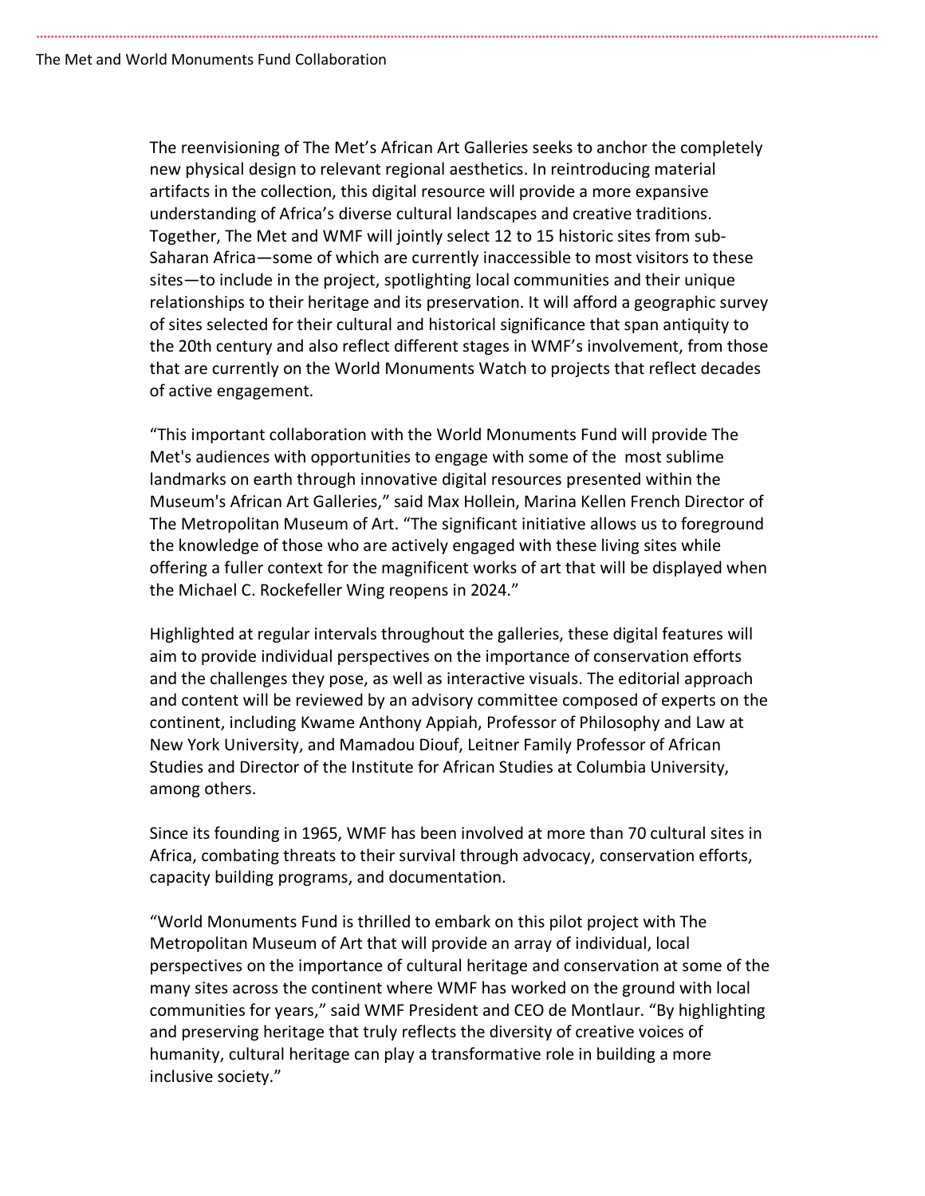The reenvisioning of The Met's African Art Galleries seeks to anchor the completely new physical design to relevant regional aesthetics. In reintroducing material artifacts in the collection, this digital resource will provide a more expansive understanding of Africa's diverse cultural landscapes and creative traditions. Together, The Met and WMF will jointly select 12 to 15 historic sites from sub-Saharan Africa—some of which are currently inaccessible to most visitors to these sites—to include in the project, spotlighting local communities and their unique relationships to their heritage and its preservation. It will afford a geographic survey of sites selected for their cultural and historical significance that span antiquity to the 20th century and also reflect different stages in WMF's involvement, from those that are currently on the World Monuments Watch to projects that reflect decades of active engagement.

"This important collaboration with the World Monuments Fund will provide The Met's audiences with opportunities to engage with some of the most sublime landmarks on earth through innovative digital resources presented within the Museum's African Art Galleries," said Max Hollein, Marina Kellen French Director of The Metropolitan Museum of Art. "The significant initiative allows us to foreground the knowledge of those who are actively engaged with these living sites while offering a fuller context for the magnificent works of art that will be displayed when the Michael C. Rockefeller Wing reopens in 2024."

Highlighted at regular intervals throughout the galleries, these digital features will aim to provide individual perspectives on the importance of conservation efforts and the challenges they pose, as well as interactive visuals. The editorial approach and content will be reviewed by an advisory committee composed of experts on the continent, including Kwame Anthony Appiah, Professor of Philosophy and Law at New York University, and Mamadou Diouf, Leitner Family Professor of African Studies and Director of the Institute for African Studies at Columbia University, among others.

Since its founding in 1965, WMF has been involved at more than 70 cultural sites in Africa, combating threats to their survival through advocacy, conservation efforts, capacity building programs, and documentation.

"World Monuments Fund is thrilled to embark on this pilot project with The Metropolitan Museum of Art that will provide an array of individual, local perspectives on the importance of cultural heritage and conservation at some of the many sites across the continent where WMF has worked on the ground with local communities for years," said WMF President and CEO de Montlaur. "By highlighting and preserving heritage that truly reflects the diversity of creative voices of humanity, cultural heritage can play a transformative role in building a more inclusive society."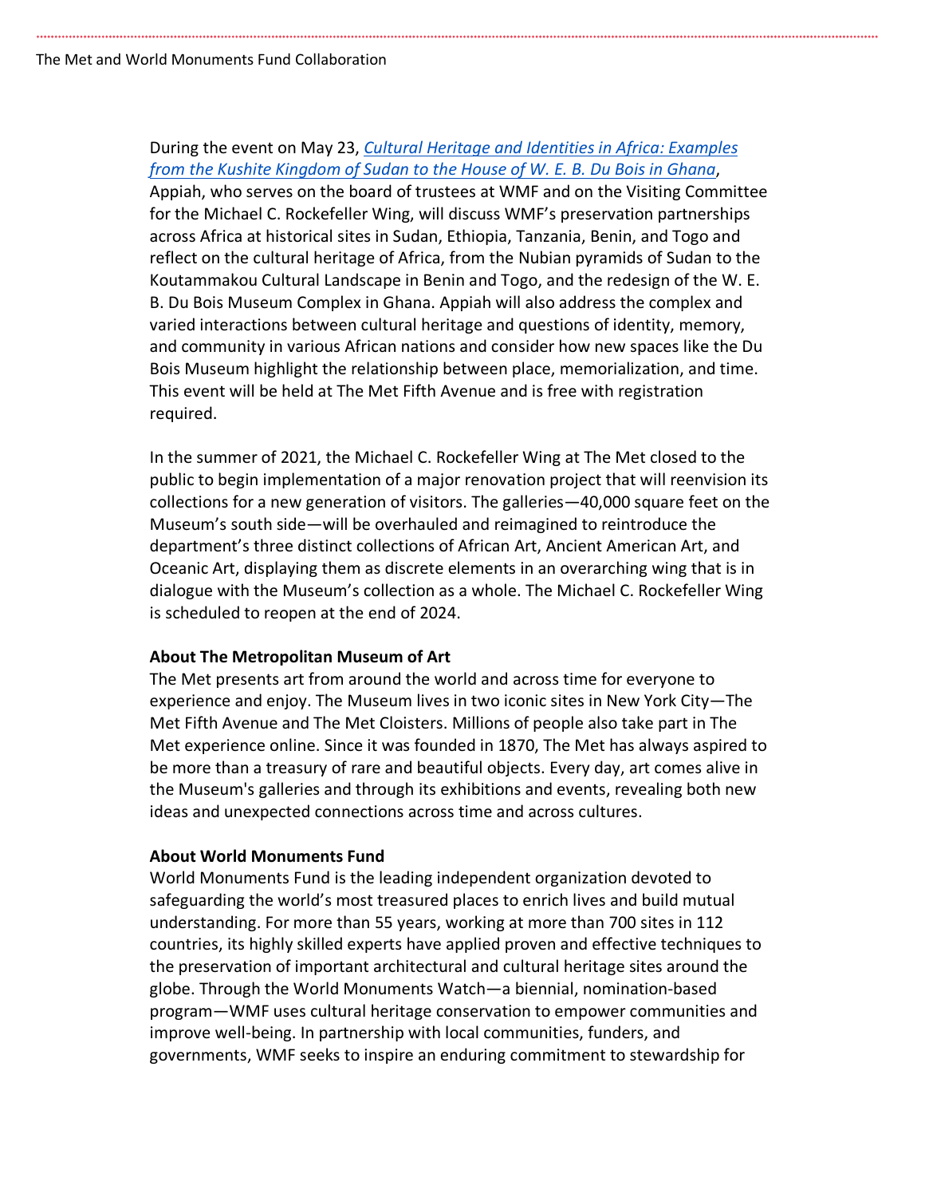During the event on May 23, *Cultural Heritage and Identities in Africa: Examples from the Kushite Kingdom of Sudan to the House of W. E. B. Du Bois in Ghana*, Appiah, who serves on the board of trustees at WMF and on the Visiting Committee for the Michael C. Rockefeller Wing, will discuss WMF's preservation partnerships across Africa at historical sites in Sudan, Ethiopia, Tanzania, Benin, and Togo and reflect on the cultural heritage of Africa, from the Nubian pyramids of Sudan to the Koutammakou Cultural Landscape in Benin and Togo, and the redesign of the W. E. B. Du Bois Museum Complex in Ghana. Appiah will also address the complex and varied interactions between cultural heritage and questions of identity, memory, and community in various African nations and consider how new spaces like the Du Bois Museum highlight the relationship between place, memorialization, and time. This event will be held at The Met Fifth Avenue and is free with registration required.

In the summer of 2021, the Michael C. Rockefeller Wing at The Met closed to the public to begin implementation of a major renovation project that will reenvision its collections for a new generation of visitors. The galleries—40,000 square feet on the Museum's south side—will be overhauled and reimagined to reintroduce the department's three distinct collections of African Art, Ancient American Art, and Oceanic Art, displaying them as discrete elements in an overarching wing that is in dialogue with the Museum's collection as a whole. The Michael C. Rockefeller Wing is scheduled to reopen at the end of 2024.

**About The Metropolitan Museum of Art**

The Met presents art from around the world and across time for everyone to experience and enjoy. The Museum lives in two iconic sites in New York City—The Met Fifth Avenue and The Met Cloisters. Millions of people also take part in The Met experience online. Since it was founded in 1870, The Met has always aspired to be more than a treasury of rare and beautiful objects. Every day, art comes alive in the Museum's galleries and through its exhibitions and events, revealing both new ideas and unexpected connections across time and across cultures.

**About World Monuments Fund**

World Monuments Fund is the leading independent organization devoted to safeguarding the world's most treasured places to enrich lives and build mutual understanding. For more than 55 years, working at more than 700 sites in 112 countries, its highly skilled experts have applied proven and effective techniques to the preservation of important architectural and cultural heritage sites around the globe. Through the World Monuments Watch—a biennial, nomination-based program—WMF uses cultural heritage conservation to empower communities and improve well-being. In partnership with local communities, funders, and governments, WMF seeks to inspire an enduring commitment to stewardship for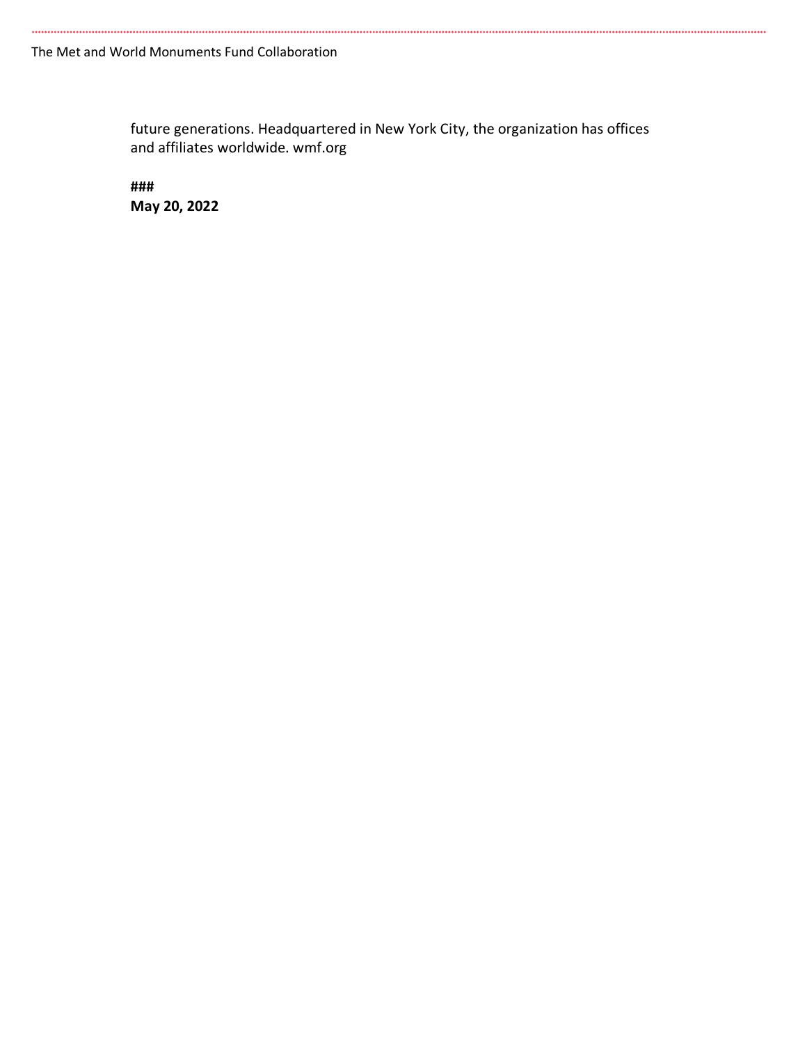future generations. Headquartered in New York City, the organization has offices and affiliates worldwide. wmf.org

**###**
**May 20, 2022**